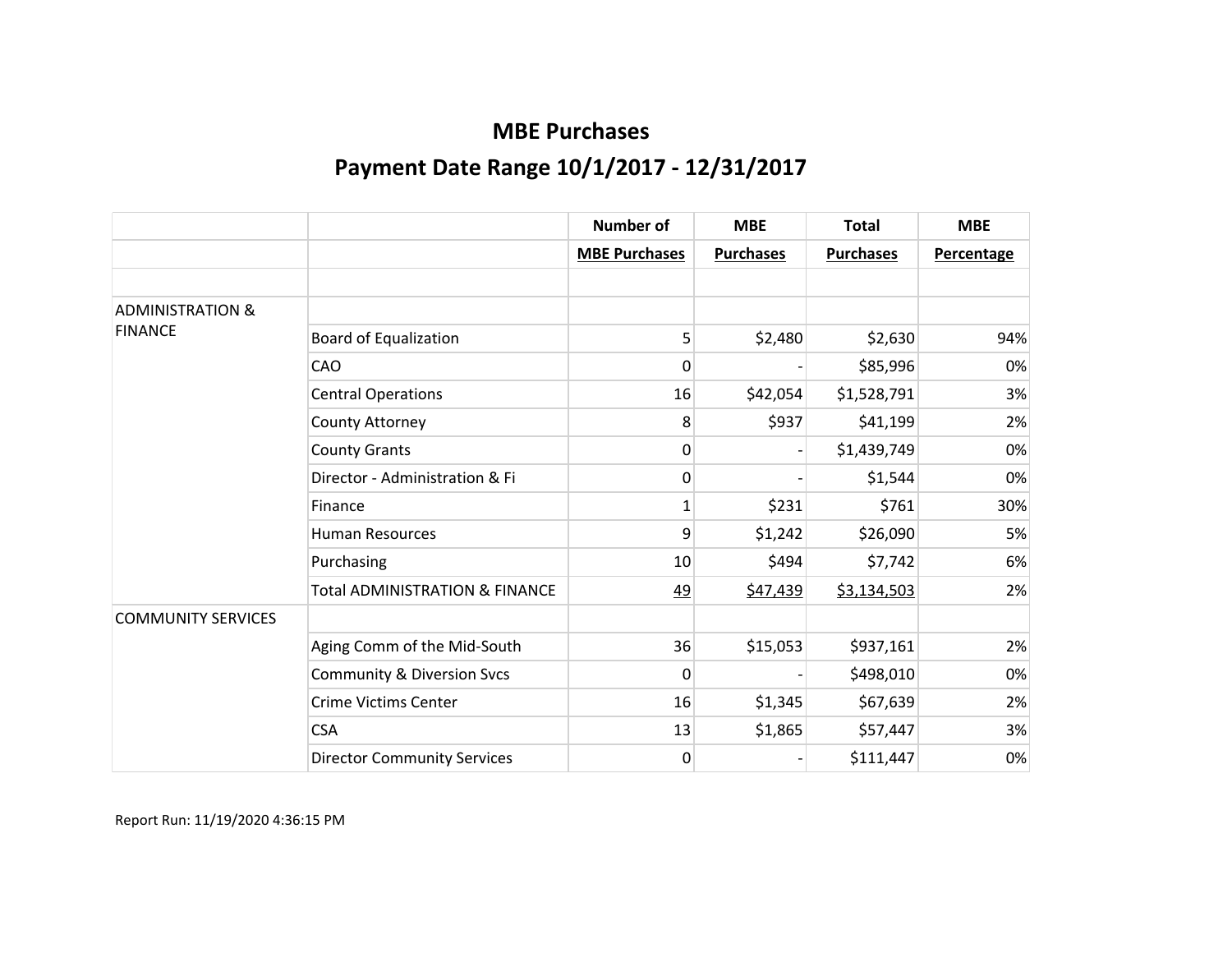# MBE Purchases

## Payment Date Range 10/1/2017 - 12/31/2017

| | | Number of | MBE | Total | MBE |
|---|---|---|---|---|---|
| | | MBE Purchases | Purchases | Purchases | Percentage |
| | | | | | |
| ADMINISTRATION & FINANCE | | | | | |
| | Board of Equalization | 5 | $2,480 | $2,630 | 94% |
| | CAO | 0 | - | $85,996 | 0% |
| | Central Operations | 16 | $42,054 | $1,528,791 | 3% |
| | County Attorney | 8 | $937 | $41,199 | 2% |
| | County Grants | 0 | - | $1,439,749 | 0% |
| | Director - Administration & Fi | 0 | - | $1,544 | 0% |
| | Finance | 1 | $231 | $761 | 30% |
| | Human Resources | 9 | $1,242 | $26,090 | 5% |
| | Purchasing | 10 | $494 | $7,742 | 6% |
| | Total ADMINISTRATION & FINANCE | 49 | $47,439 | $3,134,503 | 2% |
| COMMUNITY SERVICES | | | | | |
| | Aging Comm of the Mid-South | 36 | $15,053 | $937,161 | 2% |
| | Community & Diversion Svcs | 0 | - | $498,010 | 0% |
| | Crime Victims Center | 16 | $1,345 | $67,639 | 2% |
| | CSA | 13 | $1,865 | $57,447 | 3% |
| | Director Community Services | 0 | - | $111,447 | 0% |

Report Run: 11/19/2020 4:36:15 PM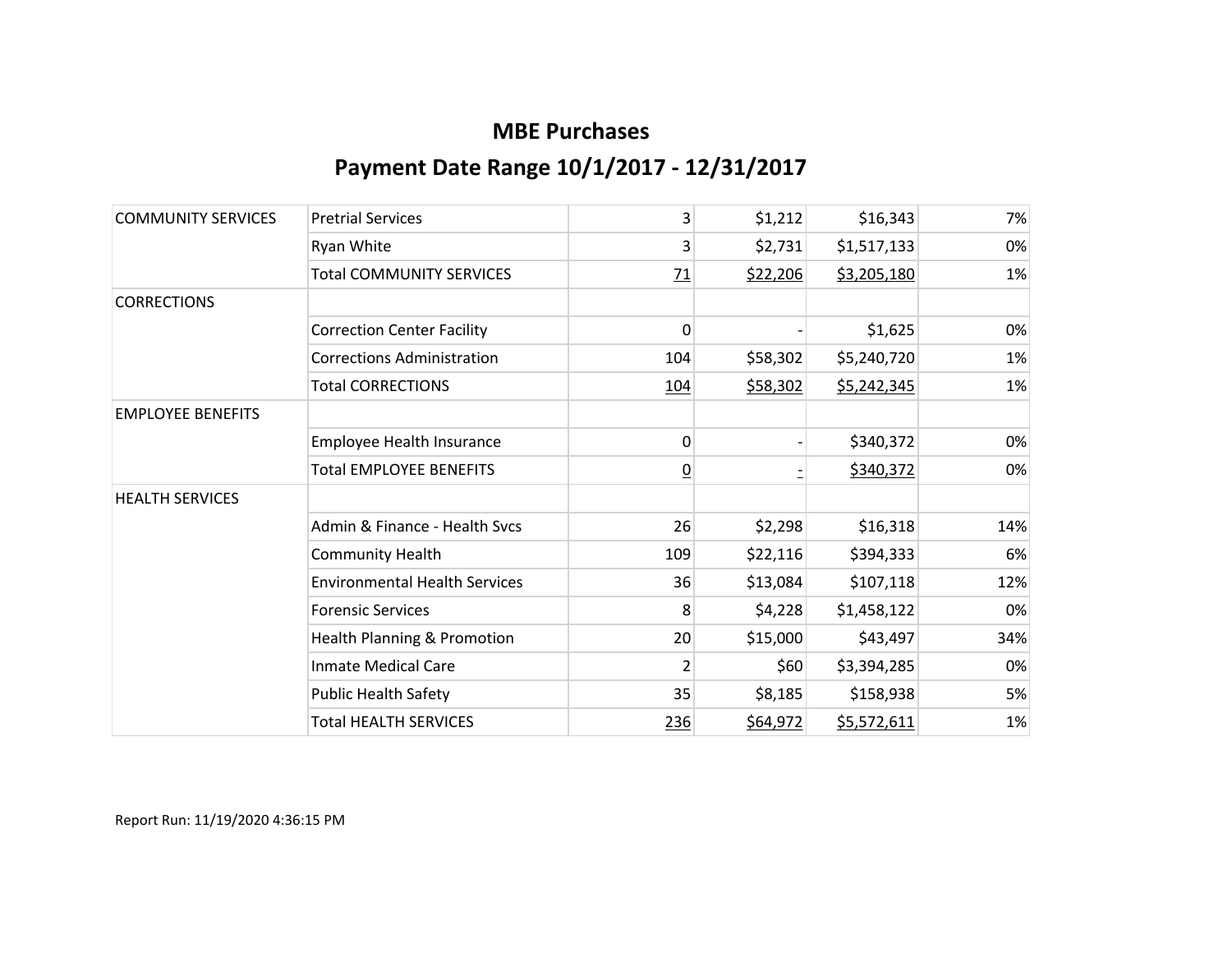# MBE Purchases

## Payment Date Range 10/1/2017 - 12/31/2017

| | | | | | |
|---|---|---|---|---|---|
| COMMUNITY SERVICES | Pretrial Services | 3 | $1,212 | $16,343 | 7% |
| | Ryan White | 3 | $2,731 | $1,517,133 | 0% |
| | Total COMMUNITY SERVICES | 71 | $22,206 | $3,205,180 | 1% |
| CORRECTIONS | | | | | |
| | Correction Center Facility | 0 | - | $1,625 | 0% |
| | Corrections Administration | 104 | $58,302 | $5,240,720 | 1% |
| | Total CORRECTIONS | 104 | $58,302 | $5,242,345 | 1% |
| EMPLOYEE BENEFITS | | | | | |
| | Employee Health Insurance | 0 | - | $340,372 | 0% |
| | Total EMPLOYEE BENEFITS | 0 | - | $340,372 | 0% |
| HEALTH SERVICES | | | | | |
| | Admin & Finance - Health Svcs | 26 | $2,298 | $16,318 | 14% |
| | Community Health | 109 | $22,116 | $394,333 | 6% |
| | Environmental Health Services | 36 | $13,084 | $107,118 | 12% |
| | Forensic Services | 8 | $4,228 | $1,458,122 | 0% |
| | Health Planning & Promotion | 20 | $15,000 | $43,497 | 34% |
| | Inmate Medical Care | 2 | $60 | $3,394,285 | 0% |
| | Public Health Safety | 35 | $8,185 | $158,938 | 5% |
| | Total HEALTH SERVICES | 236 | $64,972 | $5,572,611 | 1% |

Report Run: 11/19/2020 4:36:15 PM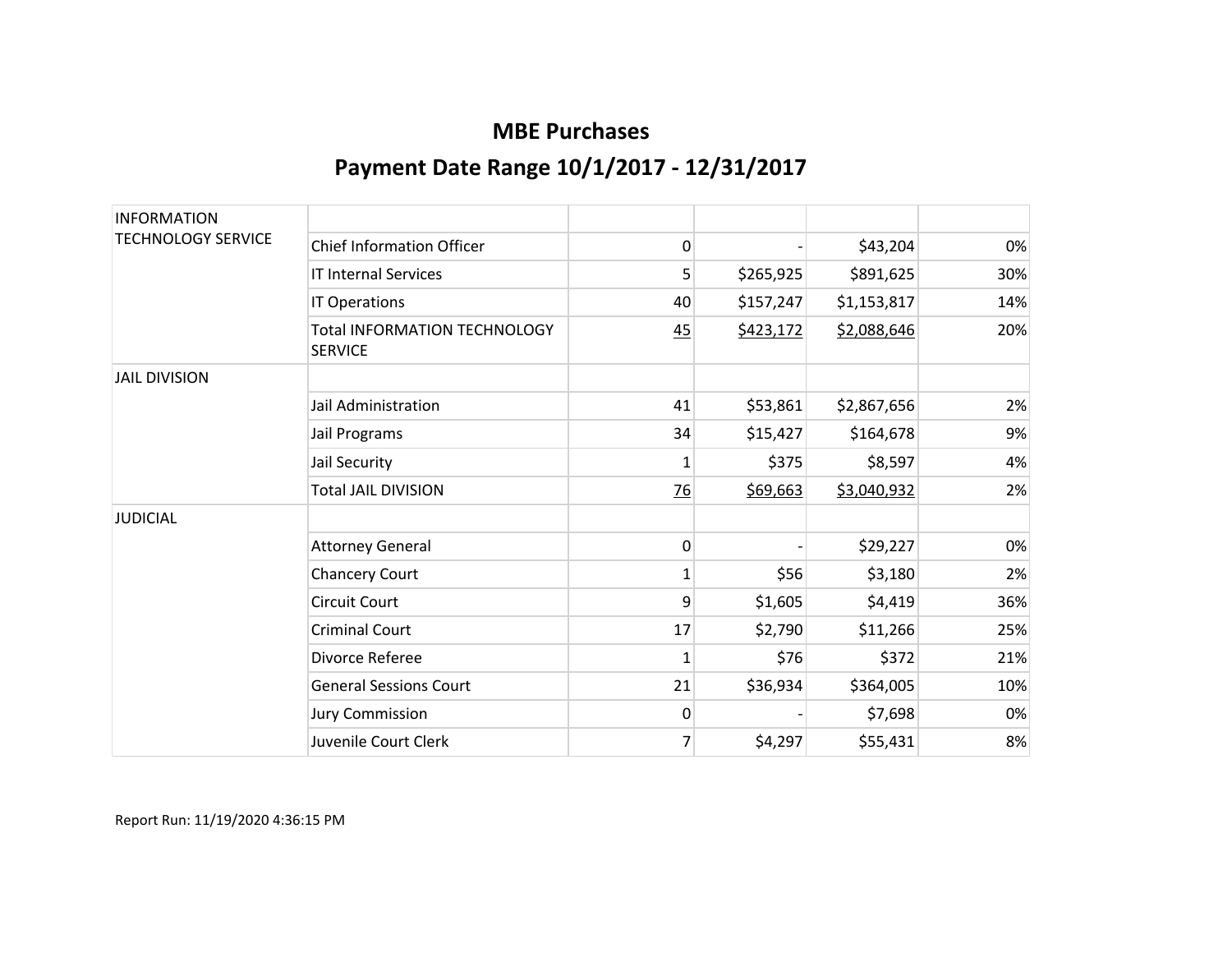# MBE Purchases

## Payment Date Range 10/1/2017 - 12/31/2017

| | | | | | |
|---|---|---|---|---|---|
| INFORMATION TECHNOLOGY SERVICE | | | | | |
| | Chief Information Officer | 0 | - | $43,204 | 0% |
| | IT Internal Services | 5 | $265,925 | $891,625 | 30% |
| | IT Operations | 40 | $157,247 | $1,153,817 | 14% |
| | Total INFORMATION TECHNOLOGY SERVICE | 45 | $423,172 | $2,088,646 | 20% |
| JAIL DIVISION | | | | | |
| | Jail Administration | 41 | $53,861 | $2,867,656 | 2% |
| | Jail Programs | 34 | $15,427 | $164,678 | 9% |
| | Jail Security | 1 | $375 | $8,597 | 4% |
| | Total JAIL DIVISION | 76 | $69,663 | $3,040,932 | 2% |
| JUDICIAL | | | | | |
| | Attorney General | 0 | - | $29,227 | 0% |
| | Chancery Court | 1 | $56 | $3,180 | 2% |
| | Circuit Court | 9 | $1,605 | $4,419 | 36% |
| | Criminal Court | 17 | $2,790 | $11,266 | 25% |
| | Divorce Referee | 1 | $76 | $372 | 21% |
| | General Sessions Court | 21 | $36,934 | $364,005 | 10% |
| | Jury Commission | 0 | - | $7,698 | 0% |
| | Juvenile Court Clerk | 7 | $4,297 | $55,431 | 8% |

Report Run: 11/19/2020 4:36:15 PM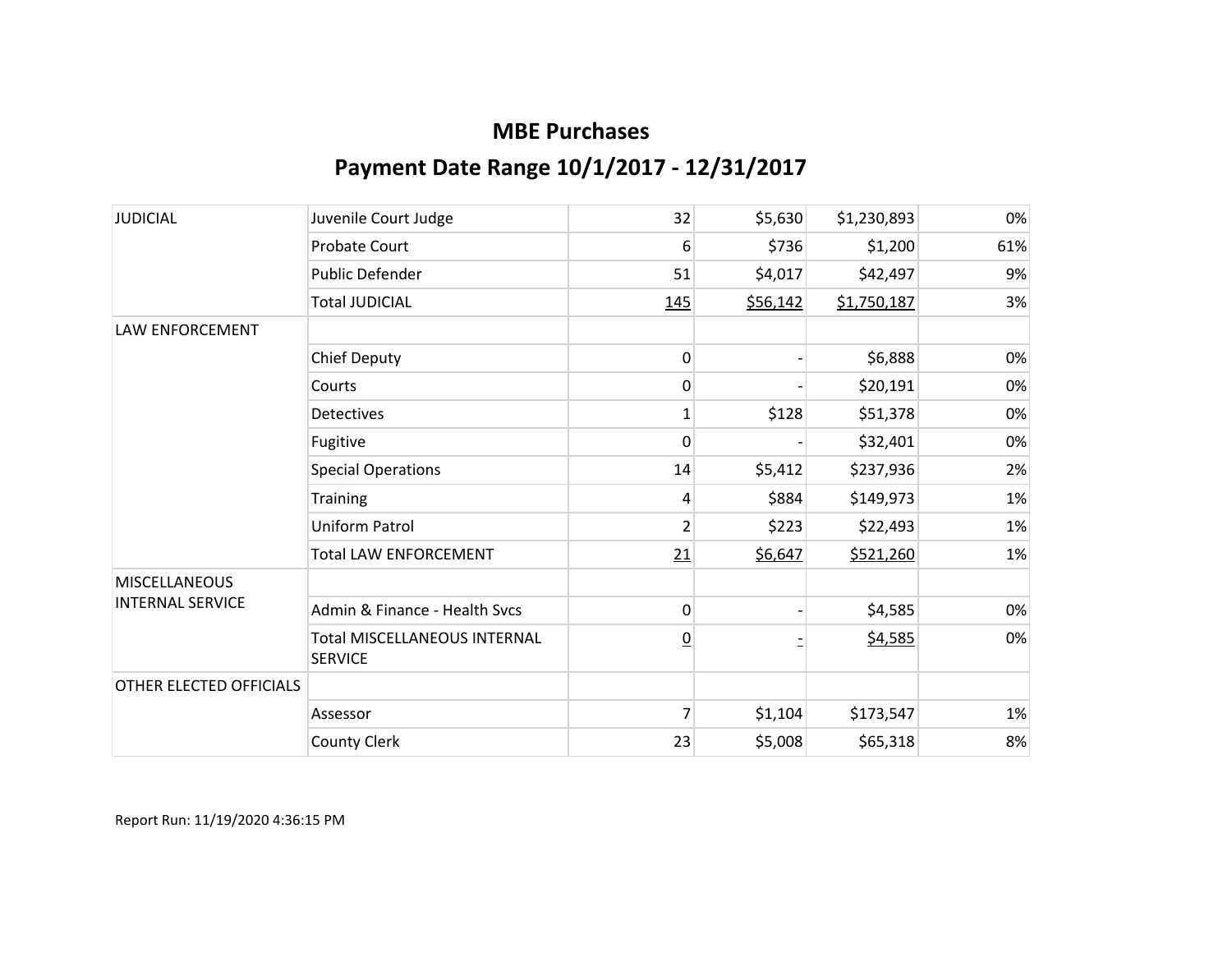# MBE Purchases

## Payment Date Range 10/1/2017 - 12/31/2017

| | | | | | |
|---|---|---|---|---|---|
| JUDICIAL | Juvenile Court Judge | 32 | $5,630 | $1,230,893 | 0% |
| | Probate Court | 6 | $736 | $1,200 | 61% |
| | Public Defender | 51 | $4,017 | $42,497 | 9% |
| | Total JUDICIAL | 145 | $56,142 | $1,750,187 | 3% |
| LAW ENFORCEMENT | | | | | |
| | Chief Deputy | 0 | - | $6,888 | 0% |
| | Courts | 0 | - | $20,191 | 0% |
| | Detectives | 1 | $128 | $51,378 | 0% |
| | Fugitive | 0 | - | $32,401 | 0% |
| | Special Operations | 14 | $5,412 | $237,936 | 2% |
| | Training | 4 | $884 | $149,973 | 1% |
| | Uniform Patrol | 2 | $223 | $22,493 | 1% |
| | Total LAW ENFORCEMENT | 21 | $6,647 | $521,260 | 1% |
| MISCELLANEOUS INTERNAL SERVICE | | | | | |
| | Admin & Finance - Health Svcs | 0 | - | $4,585 | 0% |
| | Total MISCELLANEOUS INTERNAL SERVICE | 0 | - | $4,585 | 0% |
| OTHER ELECTED OFFICIALS | | | | | |
| | Assessor | 7 | $1,104 | $173,547 | 1% |
| | County Clerk | 23 | $5,008 | $65,318 | 8% |

Report Run: 11/19/2020 4:36:15 PM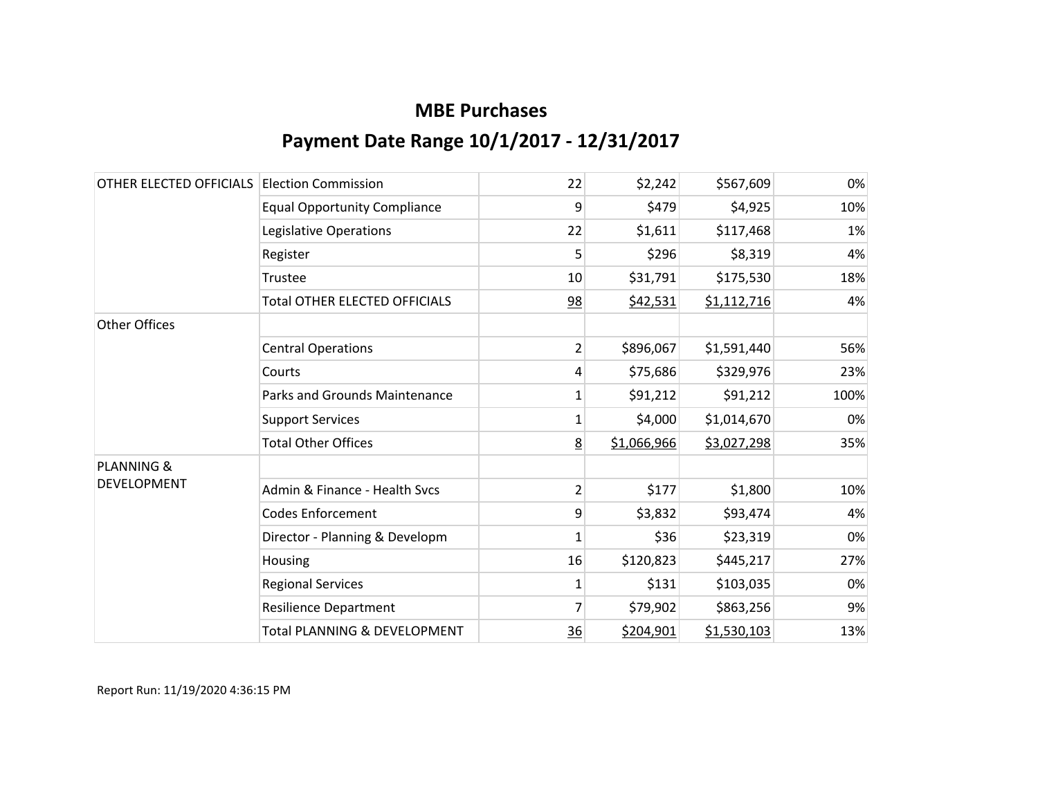# MBE Purchases

## Payment Date Range 10/1/2017 - 12/31/2017

| | | | | | |
|---|---|---|---|---|---|
| OTHER ELECTED OFFICIALS | Election Commission | 22 | $2,242 | $567,609 | 0% |
| | Equal Opportunity Compliance | 9 | $479 | $4,925 | 10% |
| | Legislative Operations | 22 | $1,611 | $117,468 | 1% |
| | Register | 5 | $296 | $8,319 | 4% |
| | Trustee | 10 | $31,791 | $175,530 | 18% |
| | Total OTHER ELECTED OFFICIALS | 98 | $42,531 | $1,112,716 | 4% |
| Other Offices | | | | | |
| | Central Operations | 2 | $896,067 | $1,591,440 | 56% |
| | Courts | 4 | $75,686 | $329,976 | 23% |
| | Parks and Grounds Maintenance | 1 | $91,212 | $91,212 | 100% |
| | Support Services | 1 | $4,000 | $1,014,670 | 0% |
| | Total Other Offices | 8 | $1,066,966 | $3,027,298 | 35% |
| PLANNING & DEVELOPMENT | | | | | |
| | Admin & Finance - Health Svcs | 2 | $177 | $1,800 | 10% |
| | Codes Enforcement | 9 | $3,832 | $93,474 | 4% |
| | Director - Planning & Developm | 1 | $36 | $23,319 | 0% |
| | Housing | 16 | $120,823 | $445,217 | 27% |
| | Regional Services | 1 | $131 | $103,035 | 0% |
| | Resilience Department | 7 | $79,902 | $863,256 | 9% |
| | Total PLANNING & DEVELOPMENT | 36 | $204,901 | $1,530,103 | 13% |

Report Run: 11/19/2020 4:36:15 PM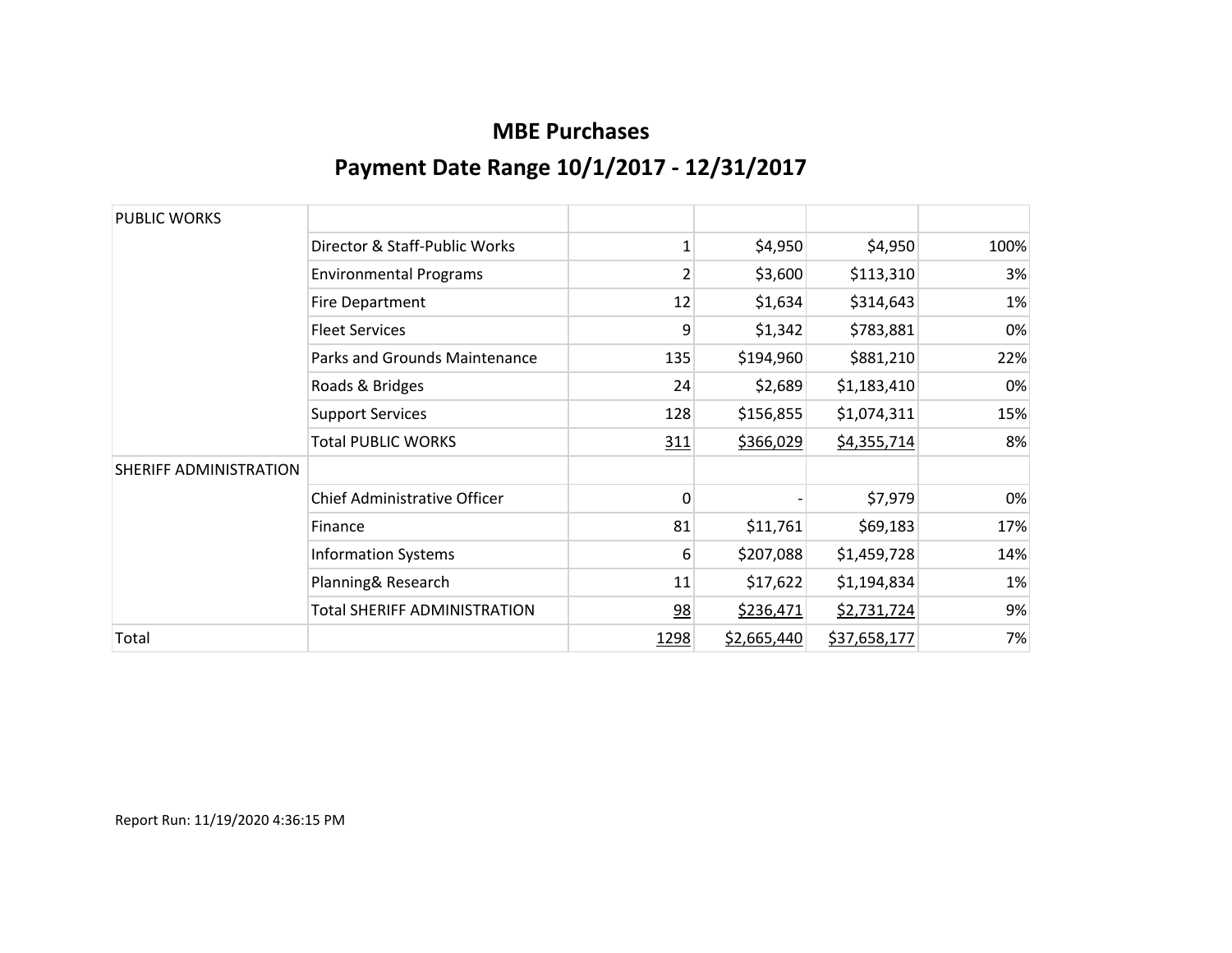## MBE Purchases

## Payment Date Range 10/1/2017 - 12/31/2017

| | | | | | |
|---|---|---|---|---|---|
| PUBLIC WORKS | | | | | |
| | Director & Staff-Public Works | 1 | $4,950 | $4,950 | 100% |
| | Environmental Programs | 2 | $3,600 | $113,310 | 3% |
| | Fire Department | 12 | $1,634 | $314,643 | 1% |
| | Fleet Services | 9 | $1,342 | $783,881 | 0% |
| | Parks and Grounds Maintenance | 135 | $194,960 | $881,210 | 22% |
| | Roads & Bridges | 24 | $2,689 | $1,183,410 | 0% |
| | Support Services | 128 | $156,855 | $1,074,311 | 15% |
| | Total PUBLIC WORKS | 311 | $366,029 | $4,355,714 | 8% |
| SHERIFF ADMINISTRATION | | | | | |
| | Chief Administrative Officer | 0 | - | $7,979 | 0% |
| | Finance | 81 | $11,761 | $69,183 | 17% |
| | Information Systems | 6 | $207,088 | $1,459,728 | 14% |
| | Planning& Research | 11 | $17,622 | $1,194,834 | 1% |
| | Total SHERIFF ADMINISTRATION | 98 | $236,471 | $2,731,724 | 9% |
| Total | | 1298 | $2,665,440 | $37,658,177 | 7% |

Report Run: 11/19/2020 4:36:15 PM